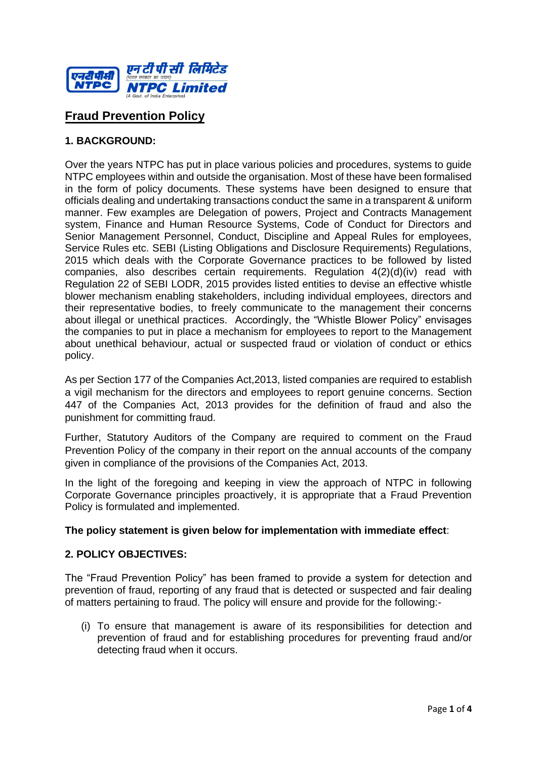एनटीपीसी लिमिटेड
(भारत सरकार का उद्यम)
NTPC Limited
(A Govt. of India Enterprise)

# Fraud Prevention Policy

## 1. BACKGROUND:

Over the years NTPC has put in place various policies and procedures, systems to guide NTPC employees within and outside the organisation. Most of these have been formalised in the form of policy documents. These systems have been designed to ensure that officials dealing and undertaking transactions conduct the same in a transparent & uniform manner. Few examples are Delegation of powers, Project and Contracts Management system, Finance and Human Resource Systems, Code of Conduct for Directors and Senior Management Personnel, Conduct, Discipline and Appeal Rules for employees, Service Rules etc. SEBI (Listing Obligations and Disclosure Requirements) Regulations, 2015 which deals with the Corporate Governance practices to be followed by listed companies, also describes certain requirements. Regulation 4(2)(d)(iv) read with Regulation 22 of SEBI LODR, 2015 provides listed entities to devise an effective whistle blower mechanism enabling stakeholders, including individual employees, directors and their representative bodies, to freely communicate to the management their concerns about illegal or unethical practices. Accordingly, the "Whistle Blower Policy" envisages the companies to put in place a mechanism for employees to report to the Management about unethical behaviour, actual or suspected fraud or violation of conduct or ethics policy.

As per Section 177 of the Companies Act,2013, listed companies are required to establish a vigil mechanism for the directors and employees to report genuine concerns. Section 447 of the Companies Act, 2013 provides for the definition of fraud and also the punishment for committing fraud.

Further, Statutory Auditors of the Company are required to comment on the Fraud Prevention Policy of the company in their report on the annual accounts of the company given in compliance of the provisions of the Companies Act, 2013.

In the light of the foregoing and keeping in view the approach of NTPC in following Corporate Governance principles proactively, it is appropriate that a Fraud Prevention Policy is formulated and implemented.

**The policy statement is given below for implementation with immediate effect**:

## 2. POLICY OBJECTIVES:

The "Fraud Prevention Policy" has been framed to provide a system for detection and prevention of fraud, reporting of any fraud that is detected or suspected and fair dealing of matters pertaining to fraud. The policy will ensure and provide for the following:-

(i) To ensure that management is aware of its responsibilities for detection and prevention of fraud and for establishing procedures for preventing fraud and/or detecting fraud when it occurs.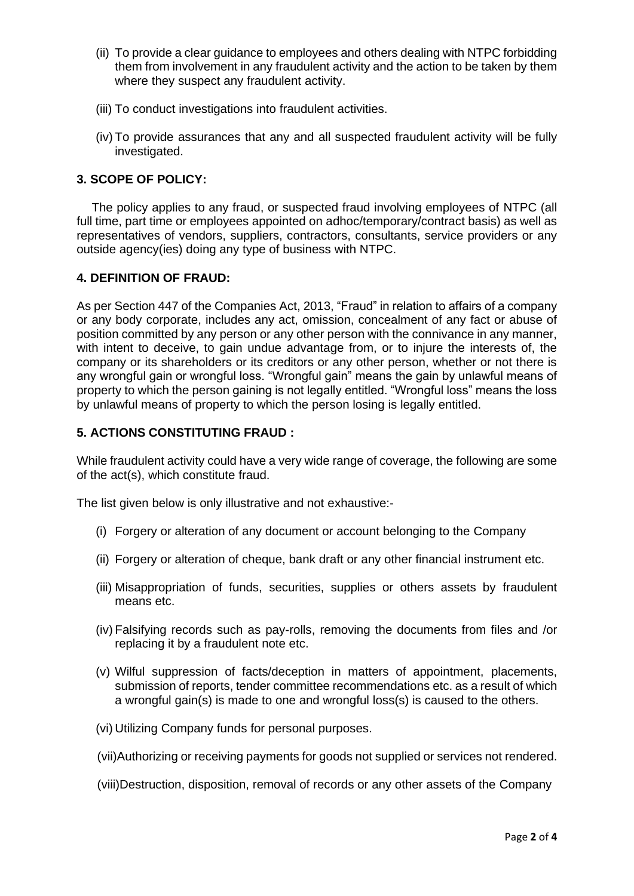(ii) To provide a clear guidance to employees and others dealing with NTPC forbidding them from involvement in any fraudulent activity and the action to be taken by them where they suspect any fraudulent activity.

(iii) To conduct investigations into fraudulent activities.

(iv) To provide assurances that any and all suspected fraudulent activity will be fully investigated.

**3. SCOPE OF POLICY:**

The policy applies to any fraud, or suspected fraud involving employees of NTPC (all full time, part time or employees appointed on adhoc/temporary/contract basis) as well as representatives of vendors, suppliers, contractors, consultants, service providers or any outside agency(ies) doing any type of business with NTPC.

**4. DEFINITION OF FRAUD:**

As per Section 447 of the Companies Act, 2013, "Fraud" in relation to affairs of a company or any body corporate, includes any act, omission, concealment of any fact or abuse of position committed by any person or any other person with the connivance in any manner, with intent to deceive, to gain undue advantage from, or to injure the interests of, the company or its shareholders or its creditors or any other person, whether or not there is any wrongful gain or wrongful loss. "Wrongful gain" means the gain by unlawful means of property to which the person gaining is not legally entitled. "Wrongful loss" means the loss by unlawful means of property to which the person losing is legally entitled.

**5. ACTIONS CONSTITUTING FRAUD :**

While fraudulent activity could have a very wide range of coverage, the following are some of the act(s), which constitute fraud.

The list given below is only illustrative and not exhaustive:-

(i) Forgery or alteration of any document or account belonging to the Company

(ii) Forgery or alteration of cheque, bank draft or any other financial instrument etc.

(iii) Misappropriation of funds, securities, supplies or others assets by fraudulent means etc.

(iv) Falsifying records such as pay-rolls, removing the documents from files and /or replacing it by a fraudulent note etc.

(v) Wilful suppression of facts/deception in matters of appointment, placements, submission of reports, tender committee recommendations etc. as a result of which a wrongful gain(s) is made to one and wrongful loss(s) is caused to the others.

(vi) Utilizing Company funds for personal purposes.

(vii) Authorizing or receiving payments for goods not supplied or services not rendered.

(viii) Destruction, disposition, removal of records or any other assets of the Company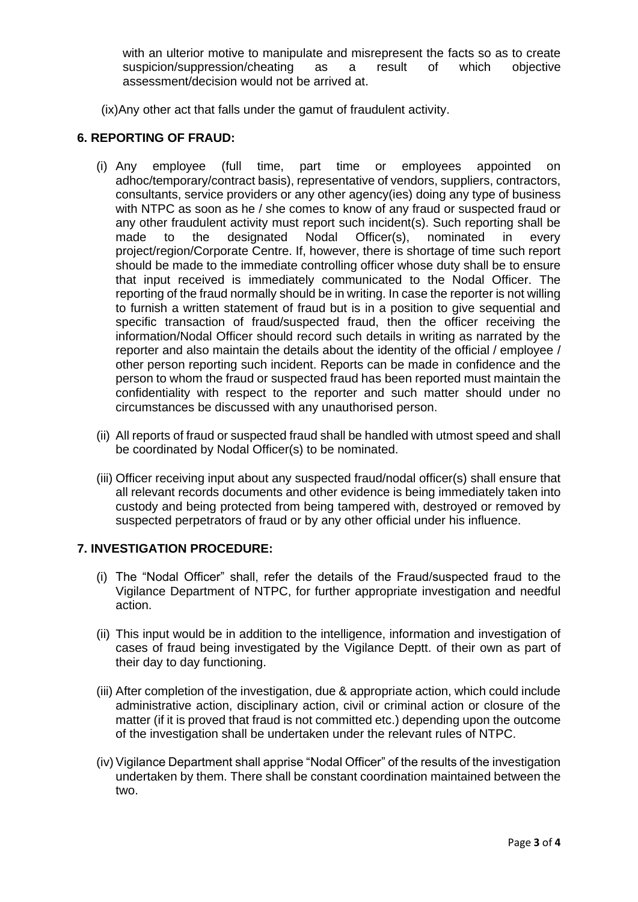with an ulterior motive to manipulate and misrepresent the facts so as to create suspicion/suppression/cheating as a result of which objective assessment/decision would not be arrived at.

(ix) Any other act that falls under the gamut of fraudulent activity.

## 6. REPORTING OF FRAUD:

(i) Any employee (full time, part time or employees appointed on adhoc/temporary/contract basis), representative of vendors, suppliers, contractors, consultants, service providers or any other agency(ies) doing any type of business with NTPC as soon as he / she comes to know of any fraud or suspected fraud or any other fraudulent activity must report such incident(s). Such reporting shall be made to the designated Nodal Officer(s), nominated in every project/region/Corporate Centre. If, however, there is shortage of time such report should be made to the immediate controlling officer whose duty shall be to ensure that input received is immediately communicated to the Nodal Officer. The reporting of the fraud normally should be in writing. In case the reporter is not willing to furnish a written statement of fraud but is in a position to give sequential and specific transaction of fraud/suspected fraud, then the officer receiving the information/Nodal Officer should record such details in writing as narrated by the reporter and also maintain the details about the identity of the official / employee / other person reporting such incident. Reports can be made in confidence and the person to whom the fraud or suspected fraud has been reported must maintain the confidentiality with respect to the reporter and such matter should under no circumstances be discussed with any unauthorised person.

(ii) All reports of fraud or suspected fraud shall be handled with utmost speed and shall be coordinated by Nodal Officer(s) to be nominated.

(iii) Officer receiving input about any suspected fraud/nodal officer(s) shall ensure that all relevant records documents and other evidence is being immediately taken into custody and being protected from being tampered with, destroyed or removed by suspected perpetrators of fraud or by any other official under his influence.

## 7. INVESTIGATION PROCEDURE:

(i) The "Nodal Officer" shall, refer the details of the Fraud/suspected fraud to the Vigilance Department of NTPC, for further appropriate investigation and needful action.

(ii) This input would be in addition to the intelligence, information and investigation of cases of fraud being investigated by the Vigilance Deptt. of their own as part of their day to day functioning.

(iii) After completion of the investigation, due & appropriate action, which could include administrative action, disciplinary action, civil or criminal action or closure of the matter (if it is proved that fraud is not committed etc.) depending upon the outcome of the investigation shall be undertaken under the relevant rules of NTPC.

(iv) Vigilance Department shall apprise "Nodal Officer" of the results of the investigation undertaken by them. There shall be constant coordination maintained between the two.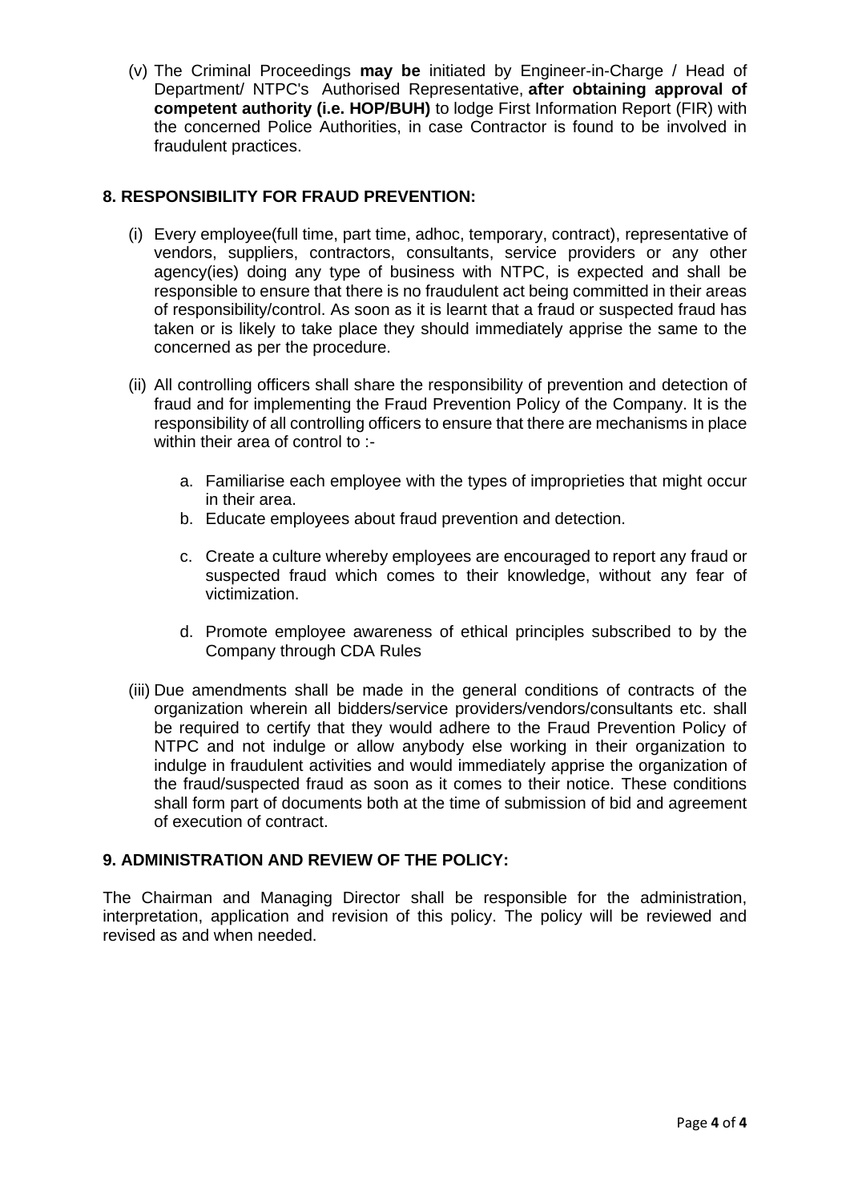(v) The Criminal Proceedings **may be** initiated by Engineer-in-Charge / Head of Department/ NTPC's Authorised Representative, **after obtaining approval of competent authority (i.e. HOP/BUH)** to lodge First Information Report (FIR) with the concerned Police Authorities, in case Contractor is found to be involved in fraudulent practices.

## 8. RESPONSIBILITY FOR FRAUD PREVENTION:

(i) Every employee(full time, part time, adhoc, temporary, contract), representative of vendors, suppliers, contractors, consultants, service providers or any other agency(ies) doing any type of business with NTPC, is expected and shall be responsible to ensure that there is no fraudulent act being committed in their areas of responsibility/control. As soon as it is learnt that a fraud or suspected fraud has taken or is likely to take place they should immediately apprise the same to the concerned as per the procedure.

(ii) All controlling officers shall share the responsibility of prevention and detection of fraud and for implementing the Fraud Prevention Policy of the Company. It is the responsibility of all controlling officers to ensure that there are mechanisms in place within their area of control to :-

a. Familiarise each employee with the types of improprieties that might occur in their area.
b. Educate employees about fraud prevention and detection.
c. Create a culture whereby employees are encouraged to report any fraud or suspected fraud which comes to their knowledge, without any fear of victimization.
d. Promote employee awareness of ethical principles subscribed to by the Company through CDA Rules

(iii) Due amendments shall be made in the general conditions of contracts of the organization wherein all bidders/service providers/vendors/consultants etc. shall be required to certify that they would adhere to the Fraud Prevention Policy of NTPC and not indulge or allow anybody else working in their organization to indulge in fraudulent activities and would immediately apprise the organization of the fraud/suspected fraud as soon as it comes to their notice. These conditions shall form part of documents both at the time of submission of bid and agreement of execution of contract.

## 9. ADMINISTRATION AND REVIEW OF THE POLICY:

The Chairman and Managing Director shall be responsible for the administration, interpretation, application and revision of this policy. The policy will be reviewed and revised as and when needed.